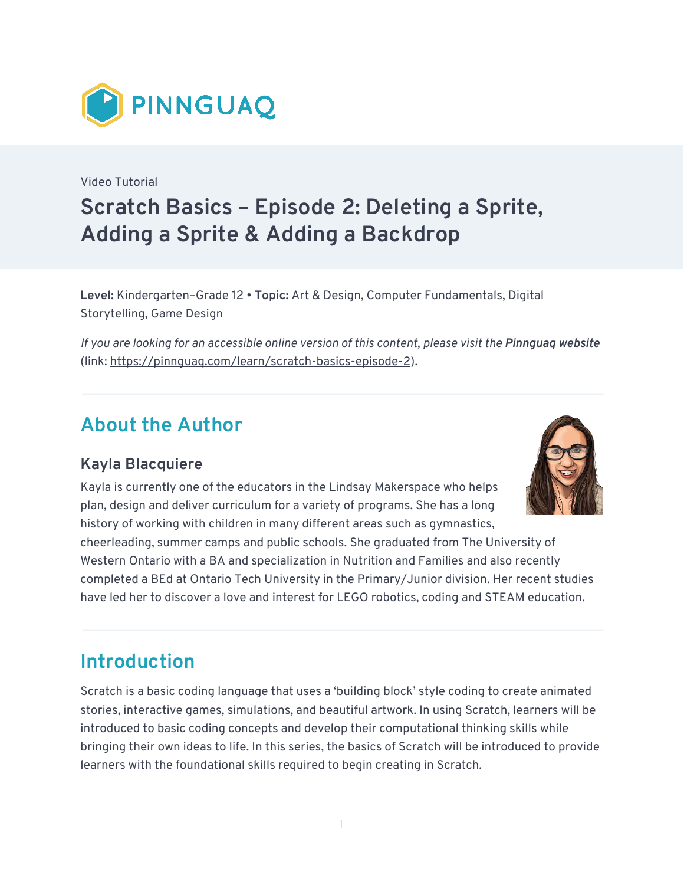PINNGUAQ

Video Tutorial

# Scratch Basics – Episode 2: Deleting a Sprite, Adding a Sprite & Adding a Backdrop

**Level:** Kindergarten–Grade 12 • **Topic:** Art & Design, Computer Fundamentals, Digital Storytelling, Game Design

*If you are looking for an accessible online version of this content, please visit the* ***Pinnguaq website*** (link: https://pinnguaq.com/learn/scratch-basics-episode-2).

## About the Author

### Kayla Blacquiere

Kayla is currently one of the educators in the Lindsay Makerspace who helps plan, design and deliver curriculum for a variety of programs. She has a long history of working with children in many different areas such as gymnastics, cheerleading, summer camps and public schools. She graduated from The University of Western Ontario with a BA and specialization in Nutrition and Families and also recently completed a BEd at Ontario Tech University in the Primary/Junior division. Her recent studies have led her to discover a love and interest for LEGO robotics, coding and STEAM education.

## Introduction

Scratch is a basic coding language that uses a 'building block' style coding to create animated stories, interactive games, simulations, and beautiful artwork. In using Scratch, learners will be introduced to basic coding concepts and develop their computational thinking skills while bringing their own ideas to life. In this series, the basics of Scratch will be introduced to provide learners with the foundational skills required to begin creating in Scratch.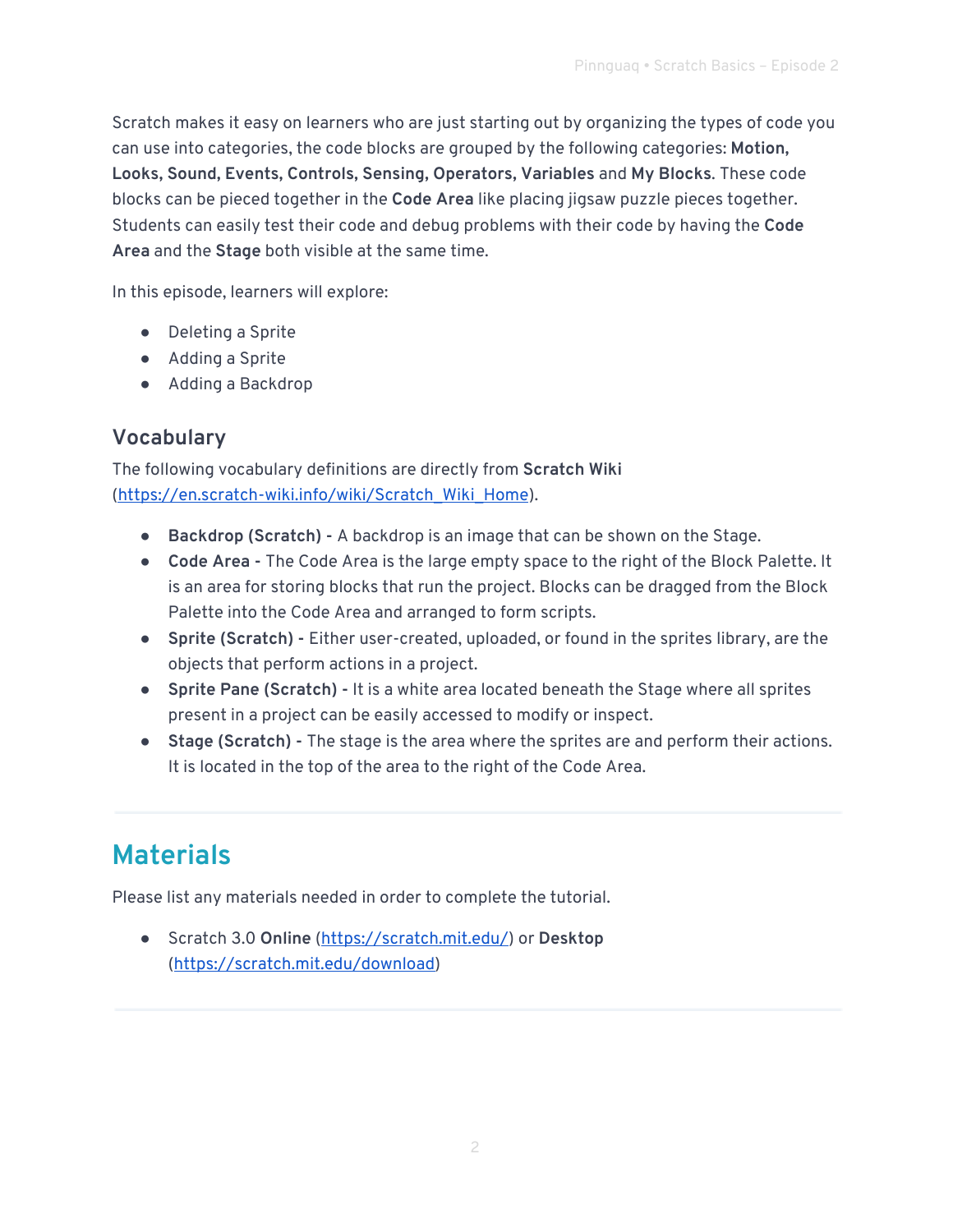Scratch makes it easy on learners who are just starting out by organizing the types of code you can use into categories, the code blocks are grouped by the following categories: **Motion, Looks, Sound, Events, Controls, Sensing, Operators, Variables** and **My Blocks**. These code blocks can be pieced together in the **Code Area** like placing jigsaw puzzle pieces together. Students can easily test their code and debug problems with their code by having the **Code Area** and the **Stage** both visible at the same time.

In this episode, learners will explore:

- Deleting a Sprite
- Adding a Sprite
- Adding a Backdrop

### Vocabulary

The following vocabulary definitions are directly from **Scratch Wiki** ([https://en.scratch-wiki.info/wiki/Scratch_Wiki_Home](https://en.scratch-wiki.info/wiki/Scratch_Wiki_Home)).

- **Backdrop (Scratch) -** A backdrop is an image that can be shown on the Stage.
- **Code Area -** The Code Area is the large empty space to the right of the Block Palette. It is an area for storing blocks that run the project. Blocks can be dragged from the Block Palette into the Code Area and arranged to form scripts.
- **Sprite (Scratch) -** Either user-created, uploaded, or found in the sprites library, are the objects that perform actions in a project.
- **Sprite Pane (Scratch) -** It is a white area located beneath the Stage where all sprites present in a project can be easily accessed to modify or inspect.
- **Stage (Scratch) -** The stage is the area where the sprites are and perform their actions. It is located in the top of the area to the right of the Code Area.

## Materials

Please list any materials needed in order to complete the tutorial.

- Scratch 3.0 **Online** ([https://scratch.mit.edu/](https://scratch.mit.edu/)) or **Desktop** ([https://scratch.mit.edu/download](https://scratch.mit.edu/download))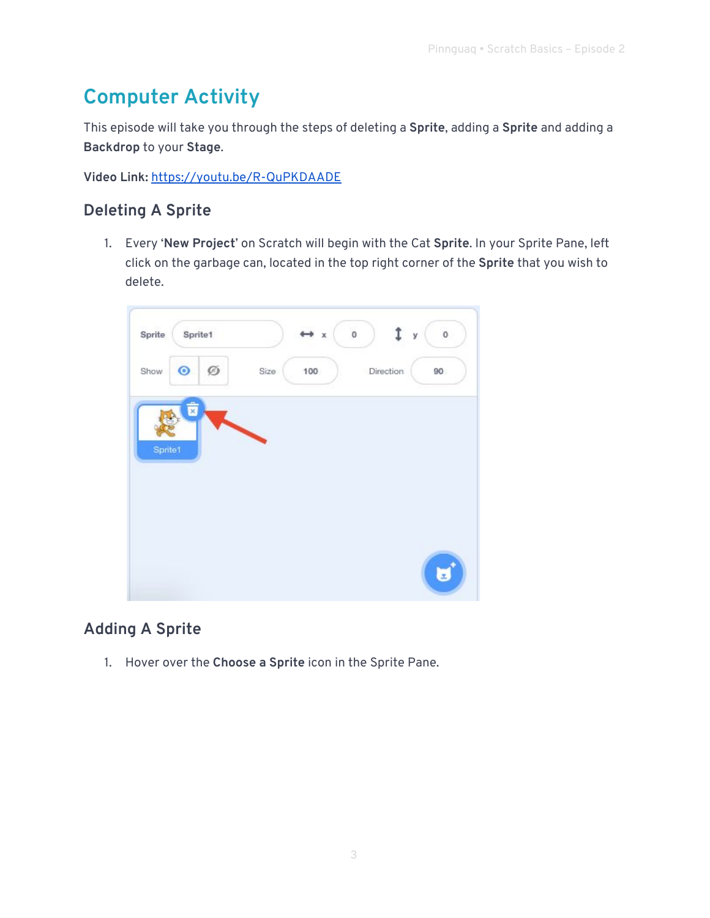## Computer Activity

This episode will take you through the steps of deleting a **Sprite**, adding a **Sprite** and adding a **Backdrop** to your **Stage**.

**Video Link:** [https://youtu.be/R-QuPKDAADE](https://youtu.be/R-QuPKDAADE)

### Deleting A Sprite

1. Every '**New Project**' on Scratch will begin with the Cat **Sprite**. In your Sprite Pane, left click on the garbage can, located in the top right corner of the **Sprite** that you wish to delete.

### Adding A Sprite

1. Hover over the **Choose a Sprite** icon in the Sprite Pane.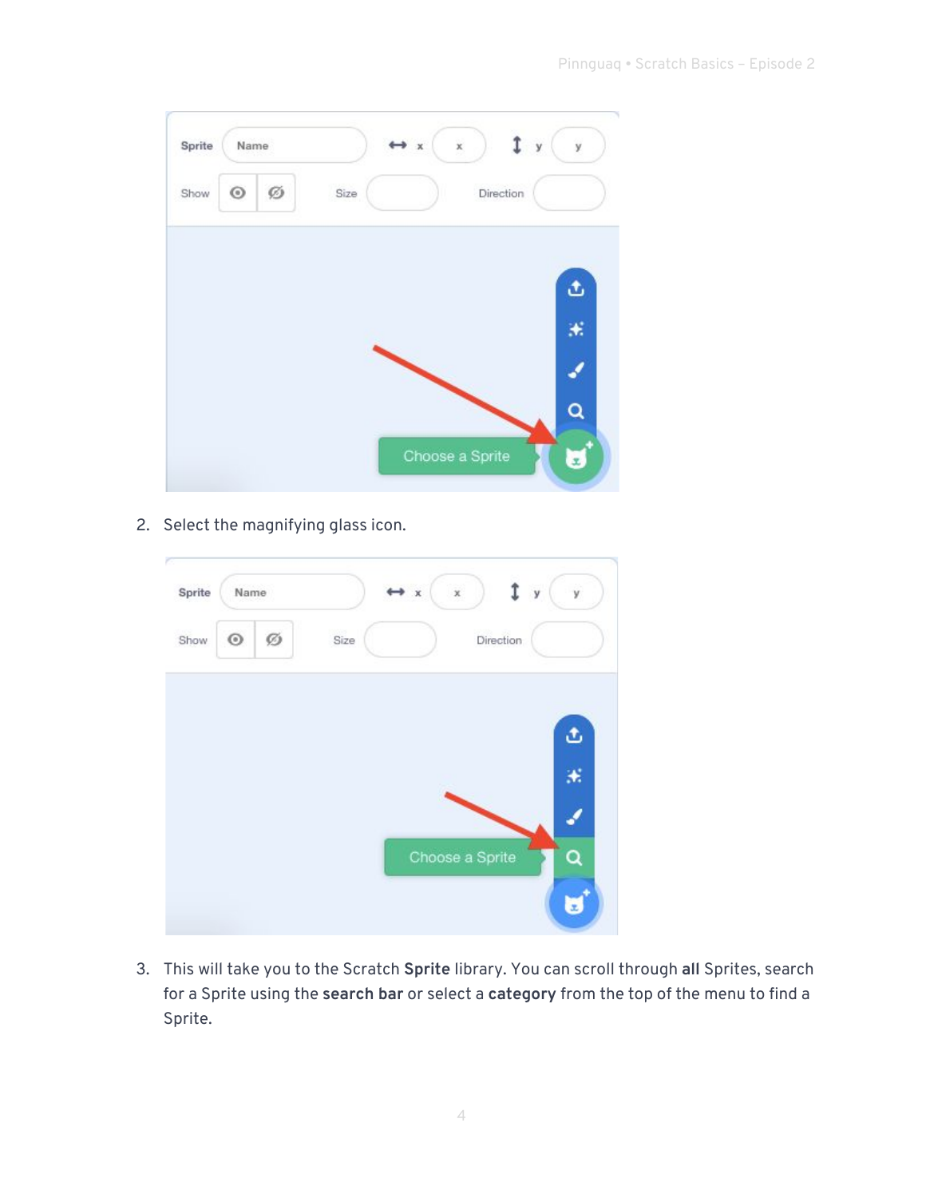2. Select the magnifying glass icon.

3. This will take you to the Scratch **Sprite** library. You can scroll through **all** Sprites, search for a Sprite using the **search bar** or select a **category** from the top of the menu to find a Sprite.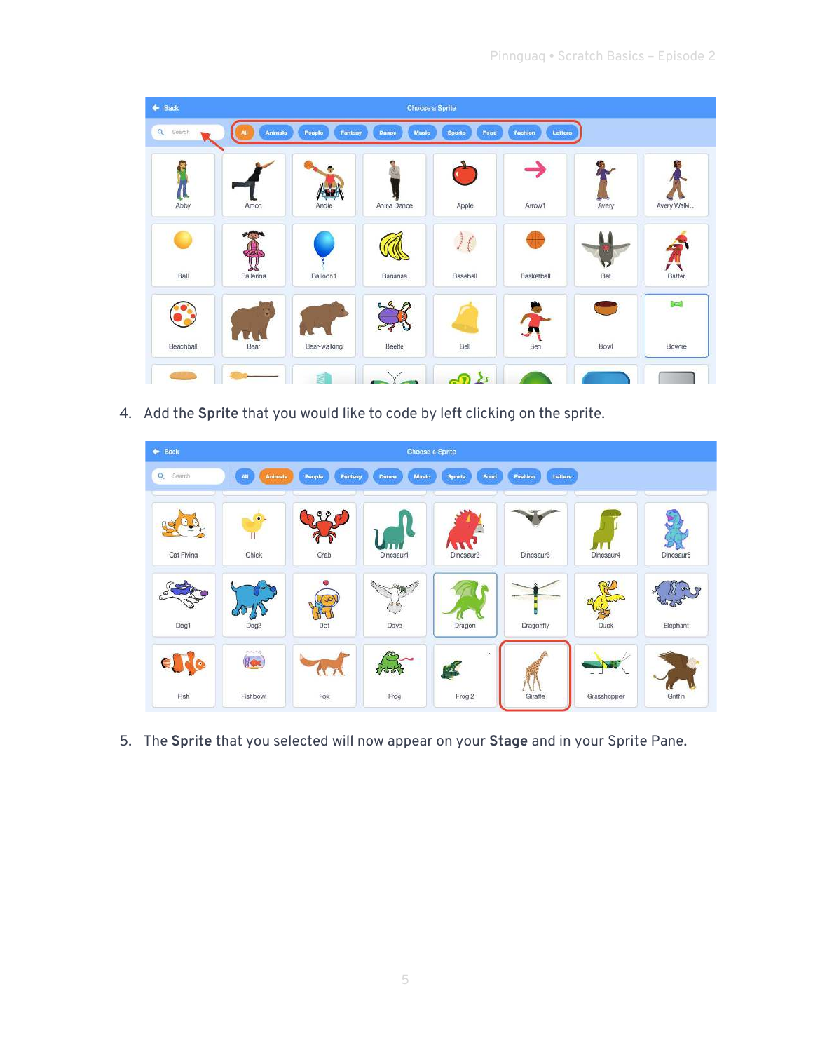4. Add the **Sprite** that you would like to code by left clicking on the sprite.

5. The **Sprite** that you selected will now appear on your **Stage** and in your Sprite Pane.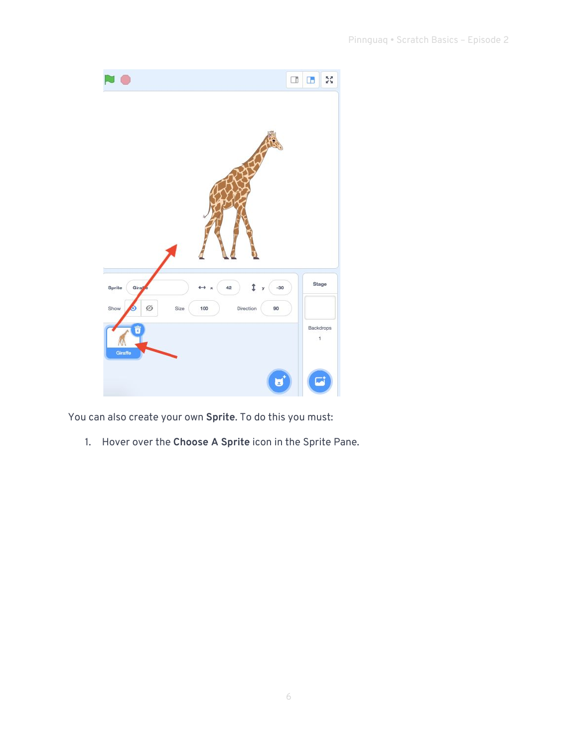You can also create your own **Sprite**. To do this you must:

1. Hover over the **Choose A Sprite** icon in the Sprite Pane.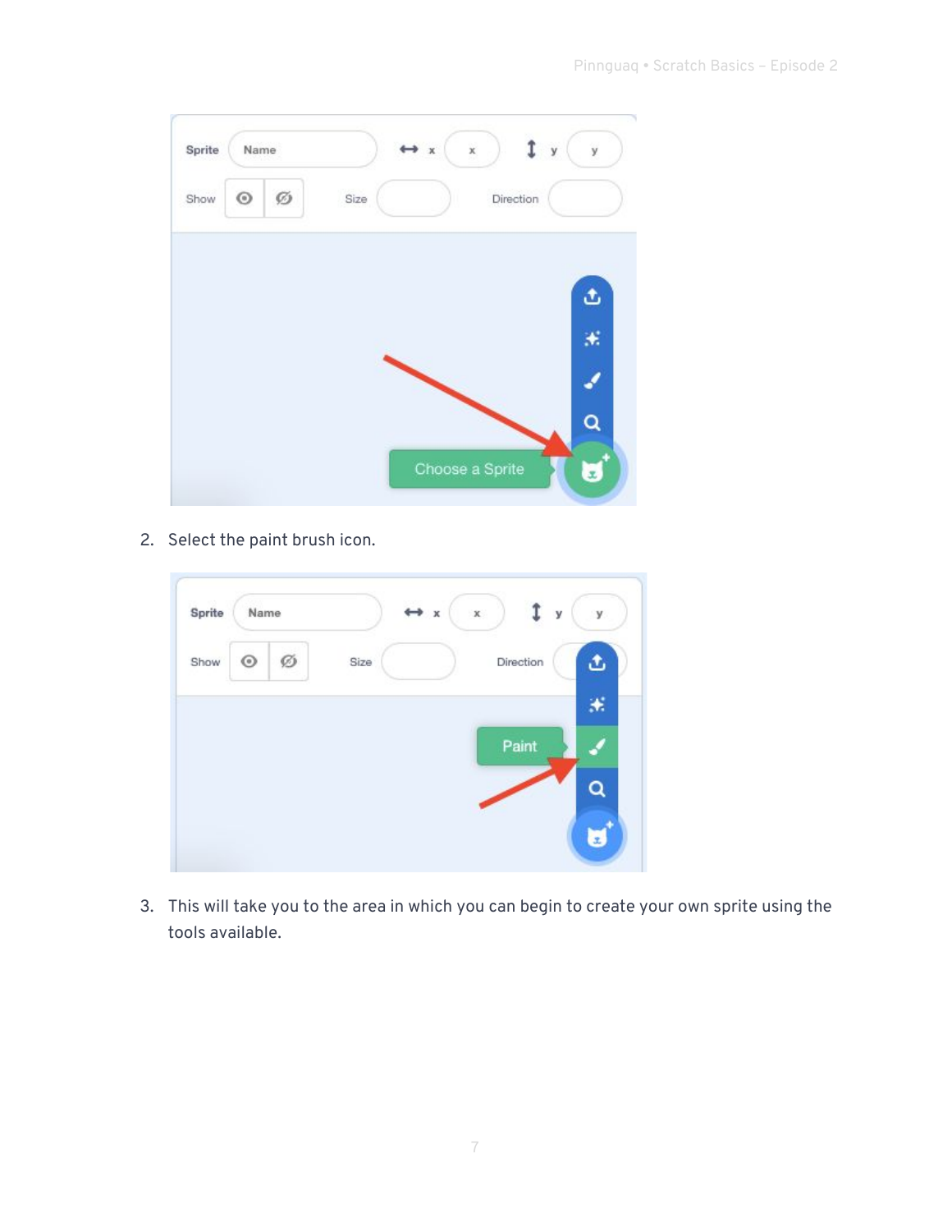2. Select the paint brush icon.

3. This will take you to the area in which you can begin to create your own sprite using the tools available.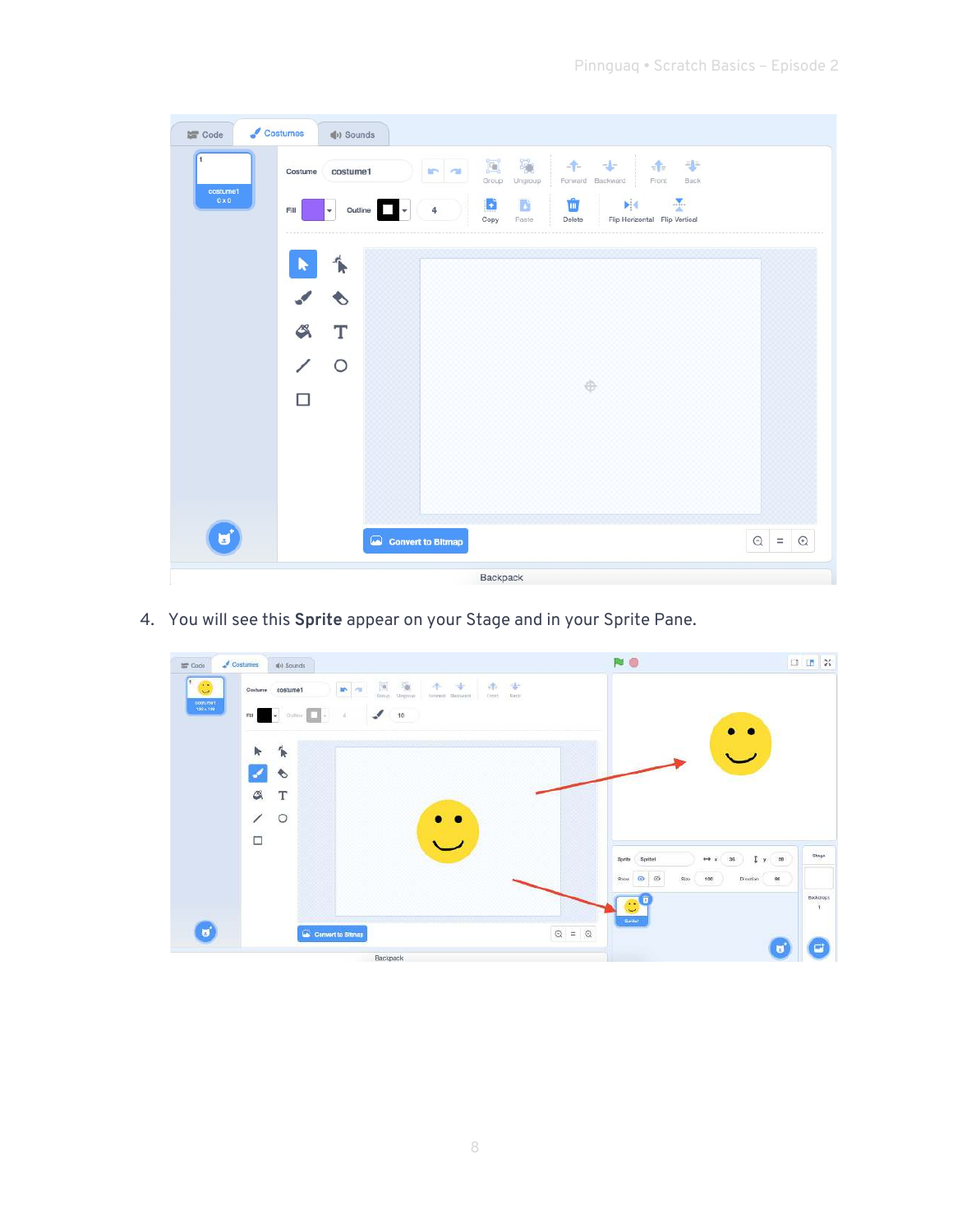4. You will see this **Sprite** appear on your Stage and in your Sprite Pane.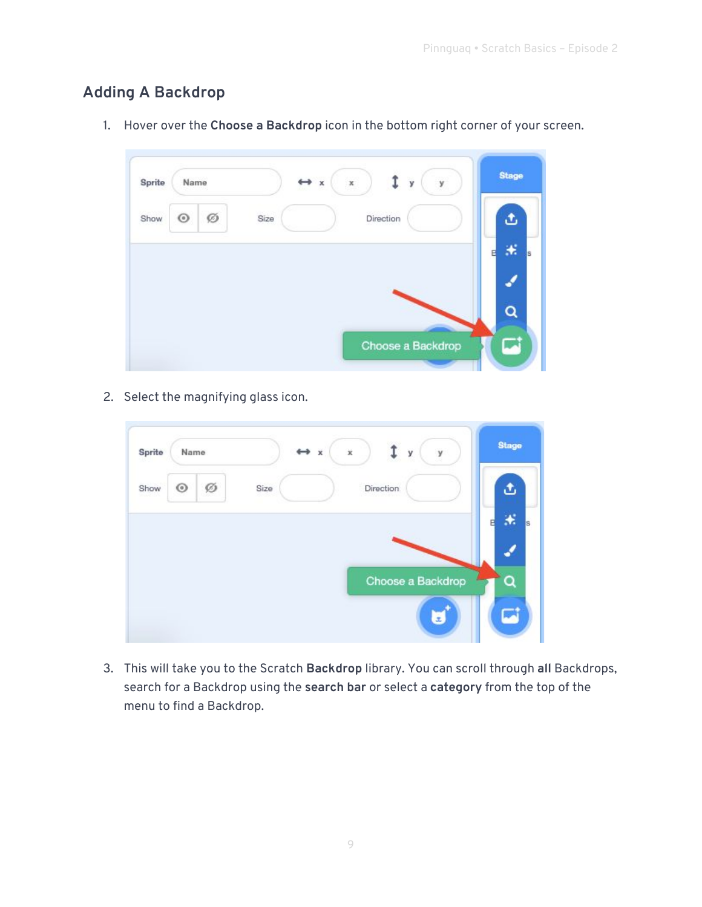## Adding A Backdrop

1. Hover over the **Choose a Backdrop** icon in the bottom right corner of your screen.

2. Select the magnifying glass icon.

3. This will take you to the Scratch **Backdrop** library. You can scroll through **all** Backdrops, search for a Backdrop using the **search bar** or select a **category** from the top of the menu to find a Backdrop.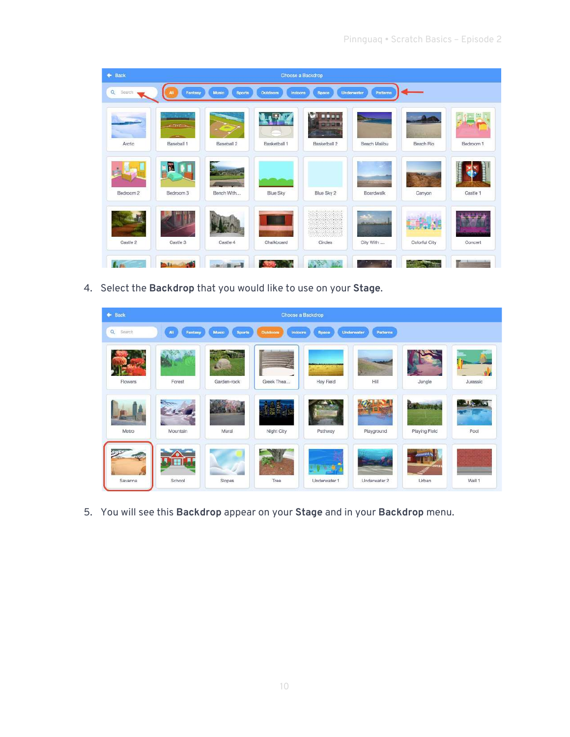4. Select the **Backdrop** that you would like to use on your **Stage**.

5. You will see this **Backdrop** appear on your **Stage** and in your **Backdrop** menu.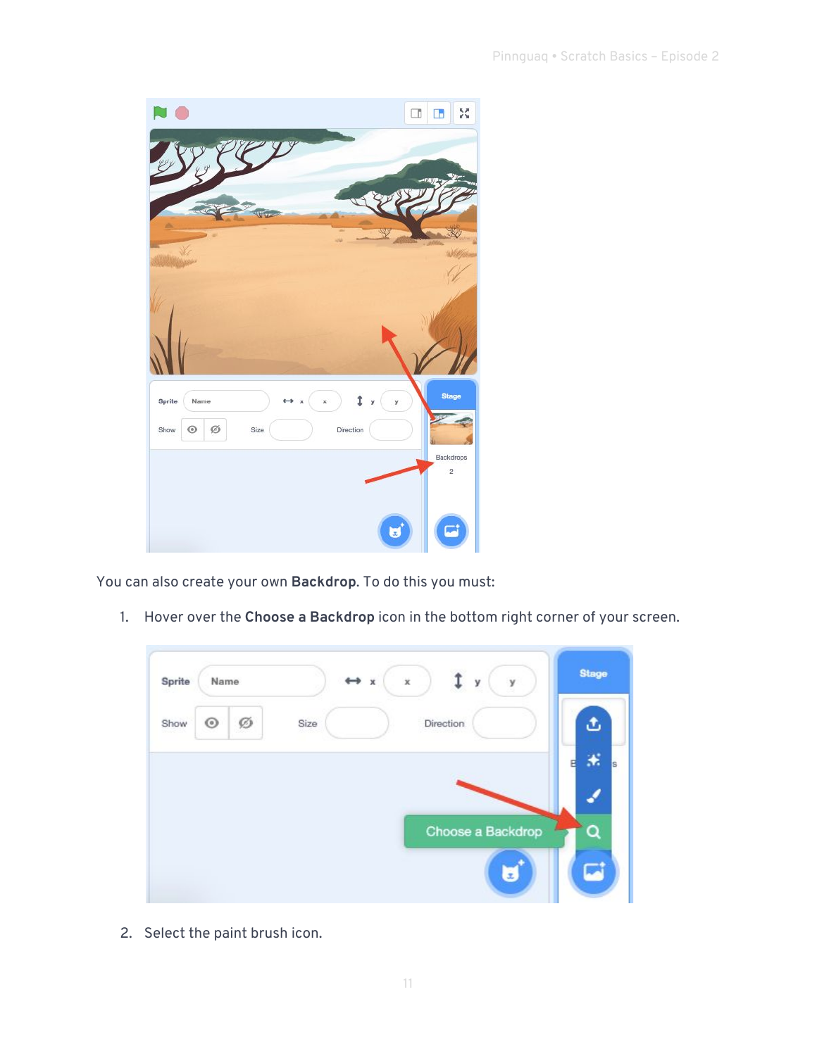You can also create your own **Backdrop**. To do this you must:

1. Hover over the **Choose a Backdrop** icon in the bottom right corner of your screen.

2. Select the paint brush icon.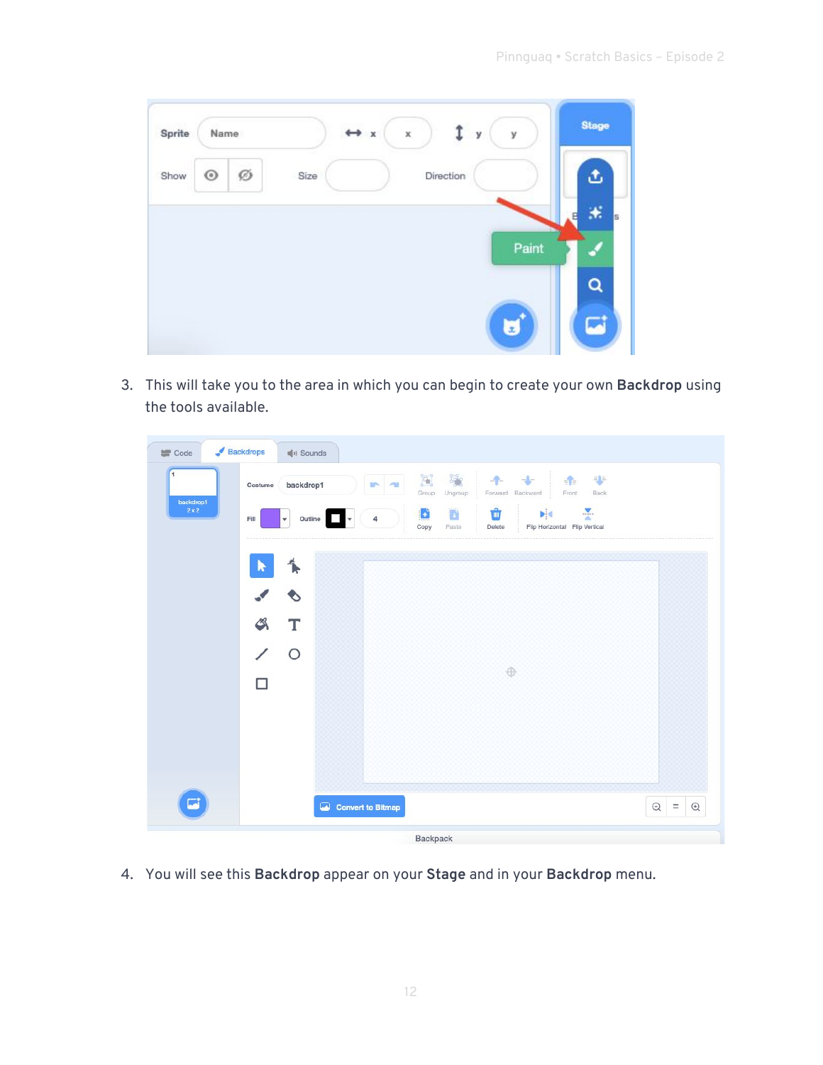3. This will take you to the area in which you can begin to create your own **Backdrop** using the tools available.

4. You will see this **Backdrop** appear on your **Stage** and in your **Backdrop** menu.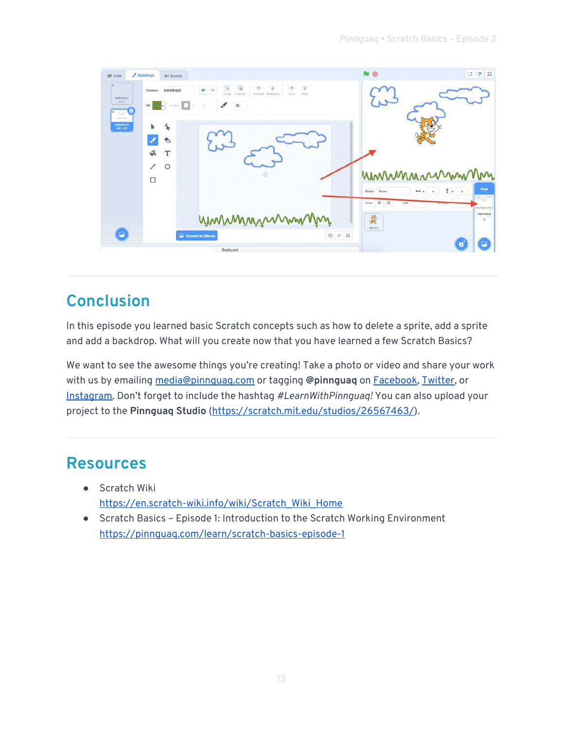## Conclusion

In this episode you learned basic Scratch concepts such as how to delete a sprite, add a sprite and add a backdrop. What will you create now that you have learned a few Scratch Basics?

We want to see the awesome things you're creating! Take a photo or video and share your work with us by emailing [media@pinnguaq.com](mailto:media@pinnguaq.com) or tagging **@pinnguaq** on [Facebook](), [Twitter](), or [Instagram](). Don't forget to include the hashtag *#LearnWithPinnguaq!* You can also upload your project to the **Pinnguaq Studio** ([https://scratch.mit.edu/studios/26567463/](https://scratch.mit.edu/studios/26567463/)).

## Resources

- Scratch Wiki
  [https://en.scratch-wiki.info/wiki/Scratch_Wiki_Home](https://en.scratch-wiki.info/wiki/Scratch_Wiki_Home)
- Scratch Basics – Episode 1: Introduction to the Scratch Working Environment
  [https://pinnguaq.com/learn/scratch-basics-episode-1](https://pinnguaq.com/learn/scratch-basics-episode-1)